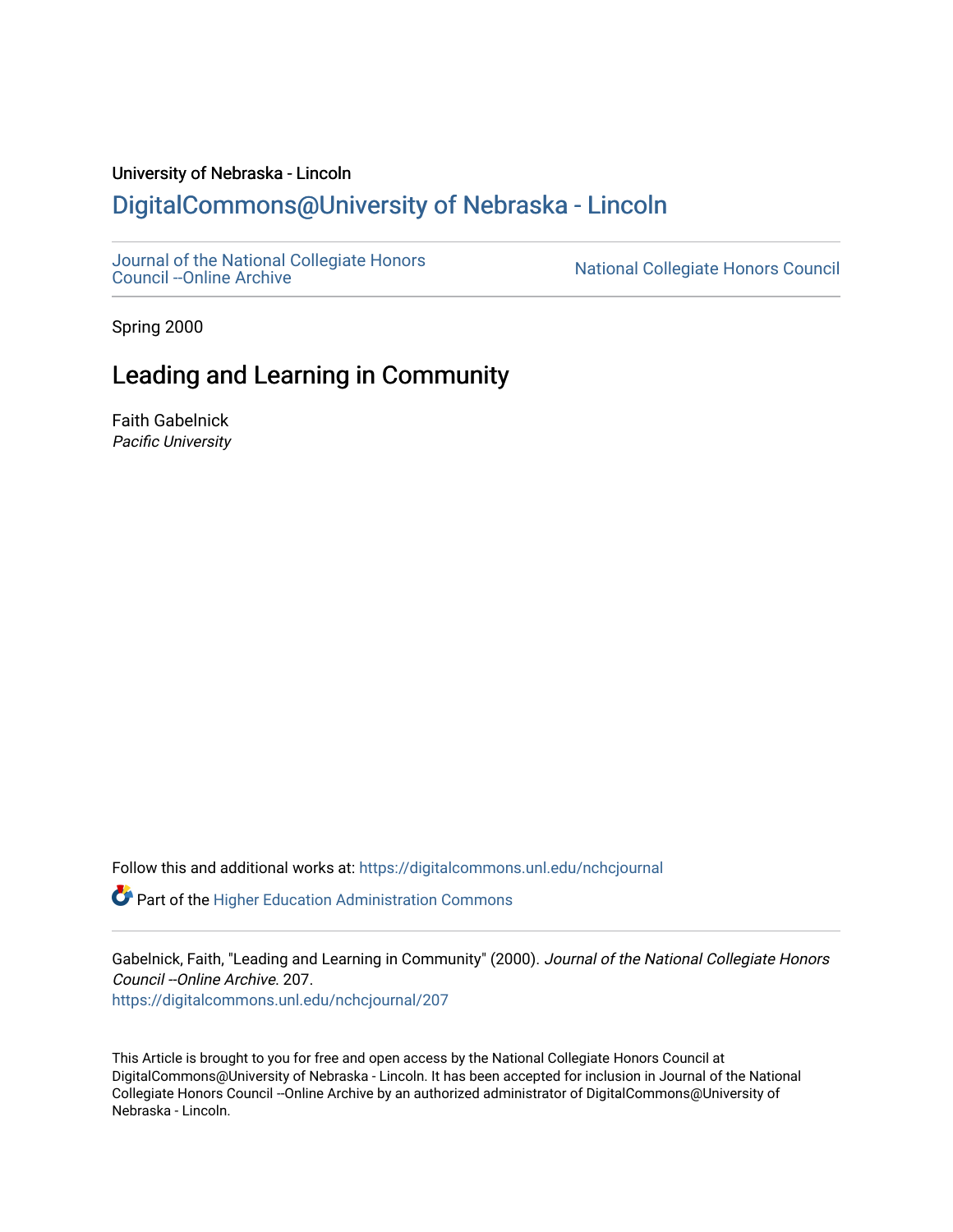University of Nebraska - Lincoln

# DigitalCommons@University of Nebraska - Lincoln

Journal of the National Collegiate Honors Council --Online Archive

National Collegiate Honors Council

Spring 2000

## Leading and Learning in Community

Faith Gabelnick
*Pacific University*

Follow this and additional works at: https://digitalcommons.unl.edu/nchcjournal

Part of the Higher Education Administration Commons

Gabelnick, Faith, "Leading and Learning in Community" (2000). *Journal of the National Collegiate Honors Council --Online Archive*. 207.
https://digitalcommons.unl.edu/nchcjournal/207

This Article is brought to you for free and open access by the National Collegiate Honors Council at DigitalCommons@University of Nebraska - Lincoln. It has been accepted for inclusion in Journal of the National Collegiate Honors Council --Online Archive by an authorized administrator of DigitalCommons@University of Nebraska - Lincoln.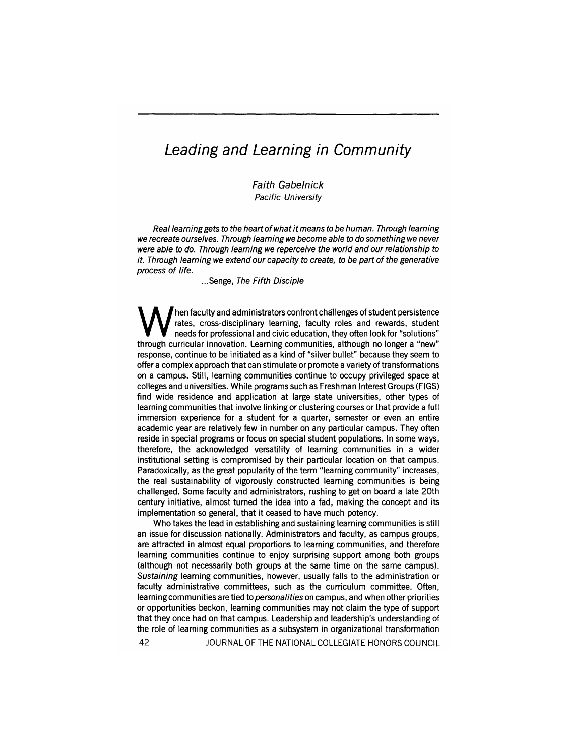# Leading and Learning in Community

*Faith Gabelnick*
*Pacific University*

*Real learning gets to the heart of what it means to be human. Through learning we recreate ourselves. Through learning we become able to do something we never were able to do. Through learning we reperceive the world and our relationship to it. Through learning we extend our capacity to create, to be part of the generative process of life.*

...Senge, *The Fifth Disciple*

When faculty and administrators confront challenges of student persistence rates, cross-disciplinary learning, faculty roles and rewards, student needs for professional and civic education, they often look for "solutions" through curricular innovation. Learning communities, although no longer a "new" response, continue to be initiated as a kind of "silver bullet" because they seem to offer a complex approach that can stimulate or promote a variety of transformations on a campus. Still, learning communities continue to occupy privileged space at colleges and universities. While programs such as Freshman Interest Groups (FIGS) find wide residence and application at large state universities, other types of learning communities that involve linking or clustering courses or that provide a full immersion experience for a student for a quarter, semester or even an entire academic year are relatively few in number on any particular campus. They often reside in special programs or focus on special student populations. In some ways, therefore, the acknowledged versatility of learning communities in a wider institutional setting is compromised by their particular location on that campus. Paradoxically, as the great popularity of the term "learning community" increases, the real sustainability of vigorously constructed learning communities is being challenged. Some faculty and administrators, rushing to get on board a late 20th century initiative, almost turned the idea into a fad, making the concept and its implementation so general, that it ceased to have much potency.

Who takes the lead in establishing and sustaining learning communities is still an issue for discussion nationally. Administrators and faculty, as campus groups, are attracted in almost equal proportions to learning communities, and therefore learning communities continue to enjoy surprising support among both groups (although not necessarily both groups at the same time on the same campus). *Sustaining* learning communities, however, usually falls to the administration or faculty administrative committees, such as the curriculum committee. Often, learning communities are tied to *personalities* on campus, and when other priorities or opportunities beckon, learning communities may not claim the type of support that they once had on that campus. Leadership and leadership's understanding of the role of learning communities as a subsystem in organizational transformation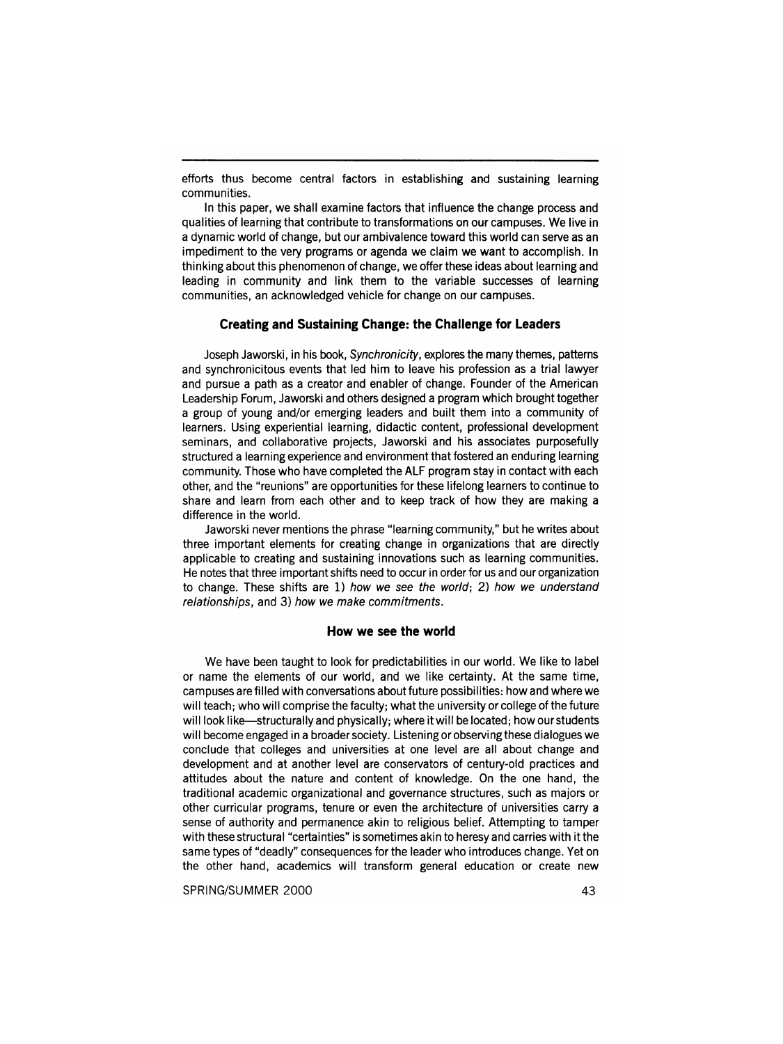efforts thus become central factors in establishing and sustaining learning communities.

In this paper, we shall examine factors that influence the change process and qualities of learning that contribute to transformations on our campuses. We live in a dynamic world of change, but our ambivalence toward this world can serve as an impediment to the very programs or agenda we claim we want to accomplish. In thinking about this phenomenon of change, we offer these ideas about learning and leading in community and link them to the variable successes of learning communities, an acknowledged vehicle for change on our campuses.

## Creating and Sustaining Change: the Challenge for Leaders

Joseph Jaworski, in his book, *Synchronicity*, explores the many themes, patterns and synchronicitous events that led him to leave his profession as a trial lawyer and pursue a path as a creator and enabler of change. Founder of the American Leadership Forum, Jaworski and others designed a program which brought together a group of young and/or emerging leaders and built them into a community of learners. Using experiential learning, didactic content, professional development seminars, and collaborative projects, Jaworski and his associates purposefully structured a learning experience and environment that fostered an enduring learning community. Those who have completed the ALF program stay in contact with each other, and the "reunions" are opportunities for these lifelong learners to continue to share and learn from each other and to keep track of how they are making a difference in the world.

Jaworski never mentions the phrase "learning community," but he writes about three important elements for creating change in organizations that are directly applicable to creating and sustaining innovations such as learning communities. He notes that three important shifts need to occur in order for us and our organization to change. These shifts are 1) *how we see the world*; 2) *how we understand relationships*, and 3) *how we make commitments*.

### How we see the world

We have been taught to look for predictabilities in our world. We like to label or name the elements of our world, and we like certainty. At the same time, campuses are filled with conversations about future possibilities: how and where we will teach; who will comprise the faculty; what the university or college of the future will look like—structurally and physically; where it will be located; how our students will become engaged in a broader society. Listening or observing these dialogues we conclude that colleges and universities at one level are all about change and development and at another level are conservators of century-old practices and attitudes about the nature and content of knowledge. On the one hand, the traditional academic organizational and governance structures, such as majors or other curricular programs, tenure or even the architecture of universities carry a sense of authority and permanence akin to religious belief. Attempting to tamper with these structural "certainties" is sometimes akin to heresy and carries with it the same types of "deadly" consequences for the leader who introduces change. Yet on the other hand, academics will transform general education or create new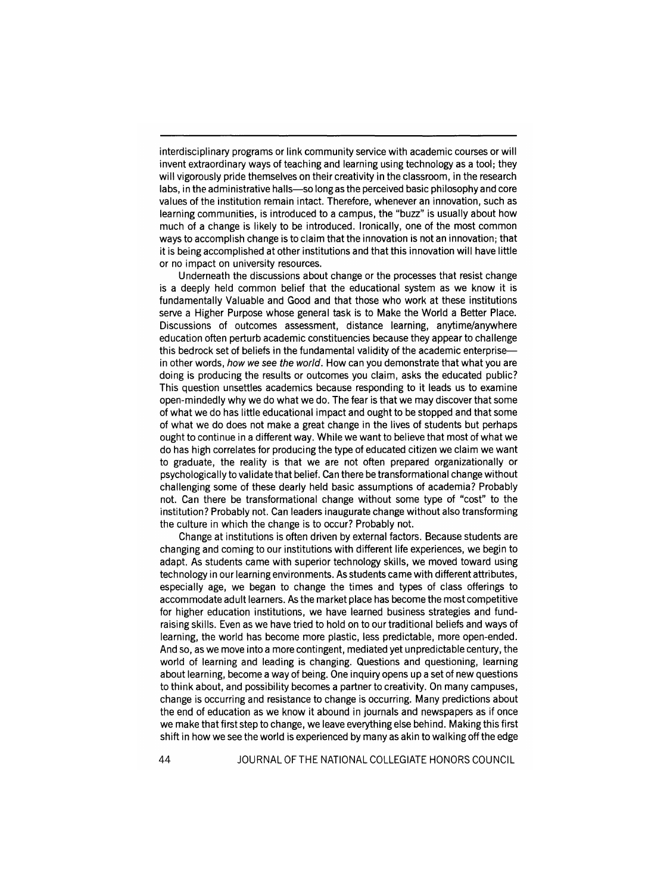interdisciplinary programs or link community service with academic courses or will invent extraordinary ways of teaching and learning using technology as a tool; they will vigorously pride themselves on their creativity in the classroom, in the research labs, in the administrative halls—so long as the perceived basic philosophy and core values of the institution remain intact. Therefore, whenever an innovation, such as learning communities, is introduced to a campus, the "buzz" is usually about how much of a change is likely to be introduced. Ironically, one of the most common ways to accomplish change is to claim that the innovation is not an innovation; that it is being accomplished at other institutions and that this innovation will have little or no impact on university resources.

Underneath the discussions about change or the processes that resist change is a deeply held common belief that the educational system as we know it is fundamentally Valuable and Good and that those who work at these institutions serve a Higher Purpose whose general task is to Make the World a Better Place. Discussions of outcomes assessment, distance learning, anytime/anywhere education often perturb academic constituencies because they appear to challenge this bedrock set of beliefs in the fundamental validity of the academic enterprise—in other words, *how we see the world*. How can you demonstrate that what you are doing is producing the results or outcomes you claim, asks the educated public? This question unsettles academics because responding to it leads us to examine open-mindedly why we do what we do. The fear is that we may discover that some of what we do has little educational impact and ought to be stopped and that some of what we do does not make a great change in the lives of students but perhaps ought to continue in a different way. While we want to believe that most of what we do has high correlates for producing the type of educated citizen we claim we want to graduate, the reality is that we are not often prepared organizationally or psychologically to validate that belief. Can there be transformational change without challenging some of these dearly held basic assumptions of academia? Probably not. Can there be transformational change without some type of "cost" to the institution? Probably not. Can leaders inaugurate change without also transforming the culture in which the change is to occur? Probably not.

Change at institutions is often driven by external factors. Because students are changing and coming to our institutions with different life experiences, we begin to adapt. As students came with superior technology skills, we moved toward using technology in our learning environments. As students came with different attributes, especially age, we began to change the times and types of class offerings to accommodate adult learners. As the market place has become the most competitive for higher education institutions, we have learned business strategies and fund-raising skills. Even as we have tried to hold on to our traditional beliefs and ways of learning, the world has become more plastic, less predictable, more open-ended. And so, as we move into a more contingent, mediated yet unpredictable century, the world of learning and leading is changing. Questions and questioning, learning about learning, become a way of being. One inquiry opens up a set of new questions to think about, and possibility becomes a partner to creativity. On many campuses, change is occurring and resistance to change is occurring. Many predictions about the end of education as we know it abound in journals and newspapers as if once we make that first step to change, we leave everything else behind. Making this first shift in how we see the world is experienced by many as akin to walking off the edge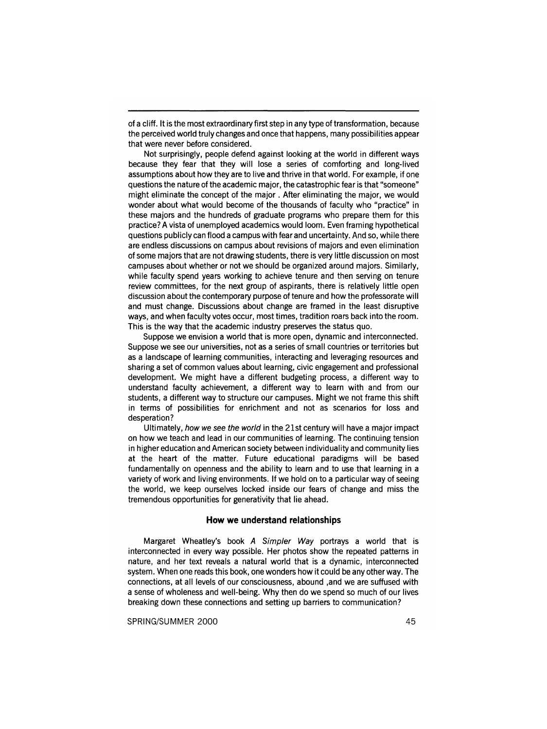of a cliff. It is the most extraordinary first step in any type of transformation, because the perceived world truly changes and once that happens, many possibilities appear that were never before considered.

Not surprisingly, people defend against looking at the world in different ways because they fear that they will lose a series of comforting and long-lived assumptions about how they are to live and thrive in that world. For example, if one questions the nature of the academic major, the catastrophic fear is that "someone" might eliminate the concept of the major . After eliminating the major, we would wonder about what would become of the thousands of faculty who "practice" in these majors and the hundreds of graduate programs who prepare them for this practice? A vista of unemployed academics would loom. Even framing hypothetical questions publicly can flood a campus with fear and uncertainty. And so, while there are endless discussions on campus about revisions of majors and even elimination of some majors that are not drawing students, there is very little discussion on most campuses about whether or not we should be organized around majors. Similarly, while faculty spend years working to achieve tenure and then serving on tenure review committees, for the next group of aspirants, there is relatively little open discussion about the contemporary purpose of tenure and how the professorate will and must change. Discussions about change are framed in the least disruptive ways, and when faculty votes occur, most times, tradition roars back into the room. This is the way that the academic industry preserves the status quo.

Suppose we envision a world that is more open, dynamic and interconnected. Suppose we see our universities, not as a series of small countries or territories but as a landscape of learning communities, interacting and leveraging resources and sharing a set of common values about learning, civic engagement and professional development. We might have a different budgeting process, a different way to understand faculty achievement, a different way to learn with and from our students, a different way to structure our campuses. Might we not frame this shift in terms of possibilities for enrichment and not as scenarios for loss and desperation?

Ultimately, *how we see the world* in the 21st century will have a major impact on how we teach and lead in our communities of learning. The continuing tension in higher education and American society between individuality and community lies at the heart of the matter. Future educational paradigms will be based fundamentally on openness and the ability to learn and to use that learning in a variety of work and living environments. If we hold on to a particular way of seeing the world, we keep ourselves locked inside our fears of change and miss the tremendous opportunities for generativity that lie ahead.

### How we understand relationships

Margaret Wheatley's book *A Simpler Way* portrays a world that is interconnected in every way possible. Her photos show the repeated patterns in nature, and her text reveals a natural world that is a dynamic, interconnected system. When one reads this book, one wonders how it could be any other way. The connections, at all levels of our consciousness, abound ,and we are suffused with a sense of wholeness and well-being. Why then do we spend so much of our lives breaking down these connections and setting up barriers to communication?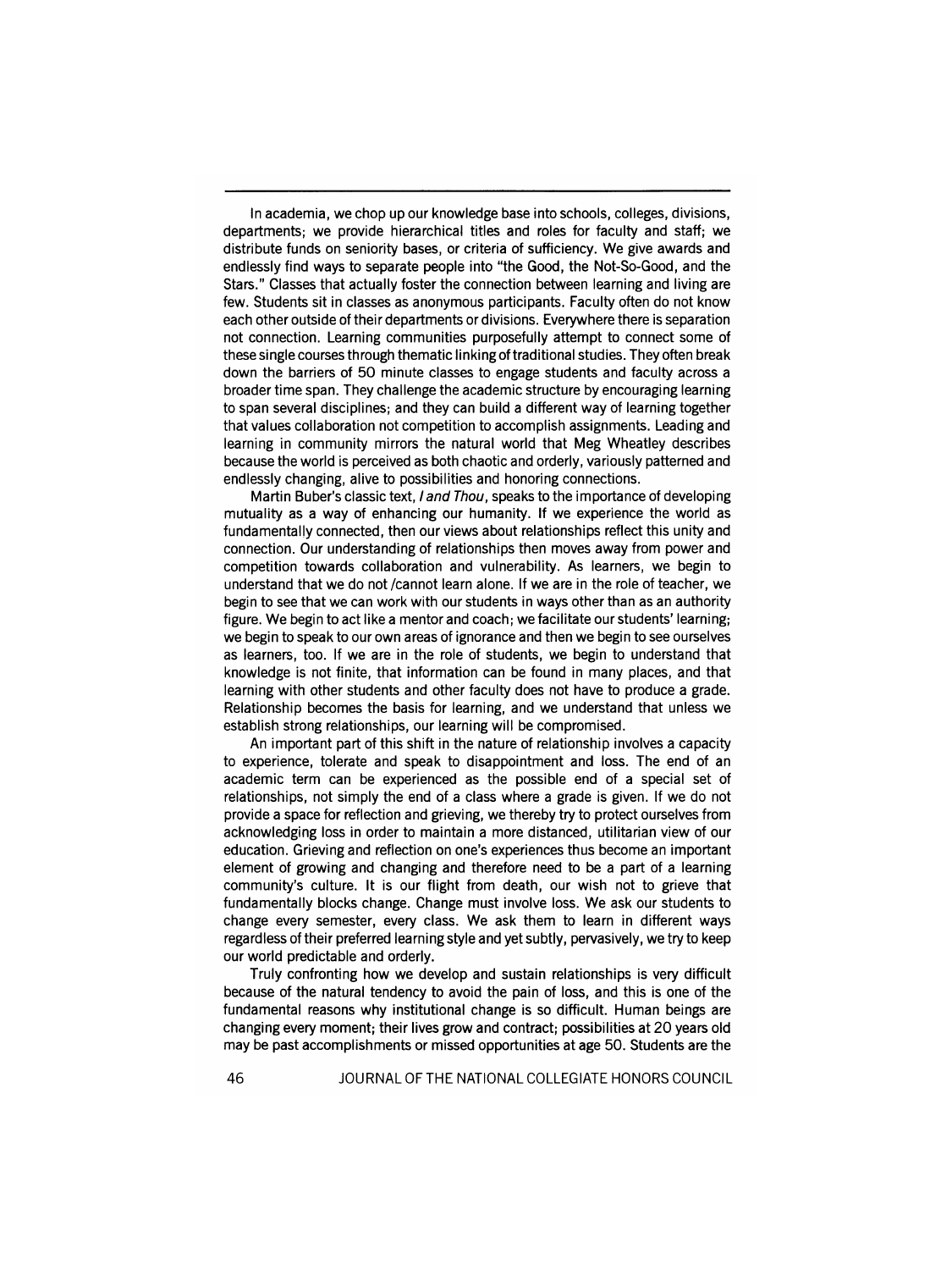In academia, we chop up our knowledge base into schools, colleges, divisions, departments; we provide hierarchical titles and roles for faculty and staff; we distribute funds on seniority bases, or criteria of sufficiency. We give awards and endlessly find ways to separate people into "the Good, the Not-So-Good, and the Stars." Classes that actually foster the connection between learning and living are few. Students sit in classes as anonymous participants. Faculty often do not know each other outside of their departments or divisions. Everywhere there is separation not connection. Learning communities purposefully attempt to connect some of these single courses through thematic linking of traditional studies. They often break down the barriers of 50 minute classes to engage students and faculty across a broader time span. They challenge the academic structure by encouraging learning to span several disciplines; and they can build a different way of learning together that values collaboration not competition to accomplish assignments. Leading and learning in community mirrors the natural world that Meg Wheatley describes because the world is perceived as both chaotic and orderly, variously patterned and endlessly changing, alive to possibilities and honoring connections.

Martin Buber's classic text, *I and Thou*, speaks to the importance of developing mutuality as a way of enhancing our humanity. If we experience the world as fundamentally connected, then our views about relationships reflect this unity and connection. Our understanding of relationships then moves away from power and competition towards collaboration and vulnerability. As learners, we begin to understand that we do not /cannot learn alone. If we are in the role of teacher, we begin to see that we can work with our students in ways other than as an authority figure. We begin to act like a mentor and coach; we facilitate our students' learning; we begin to speak to our own areas of ignorance and then we begin to see ourselves as learners, too. If we are in the role of students, we begin to understand that knowledge is not finite, that information can be found in many places, and that learning with other students and other faculty does not have to produce a grade. Relationship becomes the basis for learning, and we understand that unless we establish strong relationships, our learning will be compromised.

An important part of this shift in the nature of relationship involves a capacity to experience, tolerate and speak to disappointment and loss. The end of an academic term can be experienced as the possible end of a special set of relationships, not simply the end of a class where a grade is given. If we do not provide a space for reflection and grieving, we thereby try to protect ourselves from acknowledging loss in order to maintain a more distanced, utilitarian view of our education. Grieving and reflection on one's experiences thus become an important element of growing and changing and therefore need to be a part of a learning community's culture. It is our flight from death, our wish not to grieve that fundamentally blocks change. Change must involve loss. We ask our students to change every semester, every class. We ask them to learn in different ways regardless of their preferred learning style and yet subtly, pervasively, we try to keep our world predictable and orderly.

Truly confronting how we develop and sustain relationships is very difficult because of the natural tendency to avoid the pain of loss, and this is one of the fundamental reasons why institutional change is so difficult. Human beings are changing every moment; their lives grow and contract; possibilities at 20 years old may be past accomplishments or missed opportunities at age 50. Students are the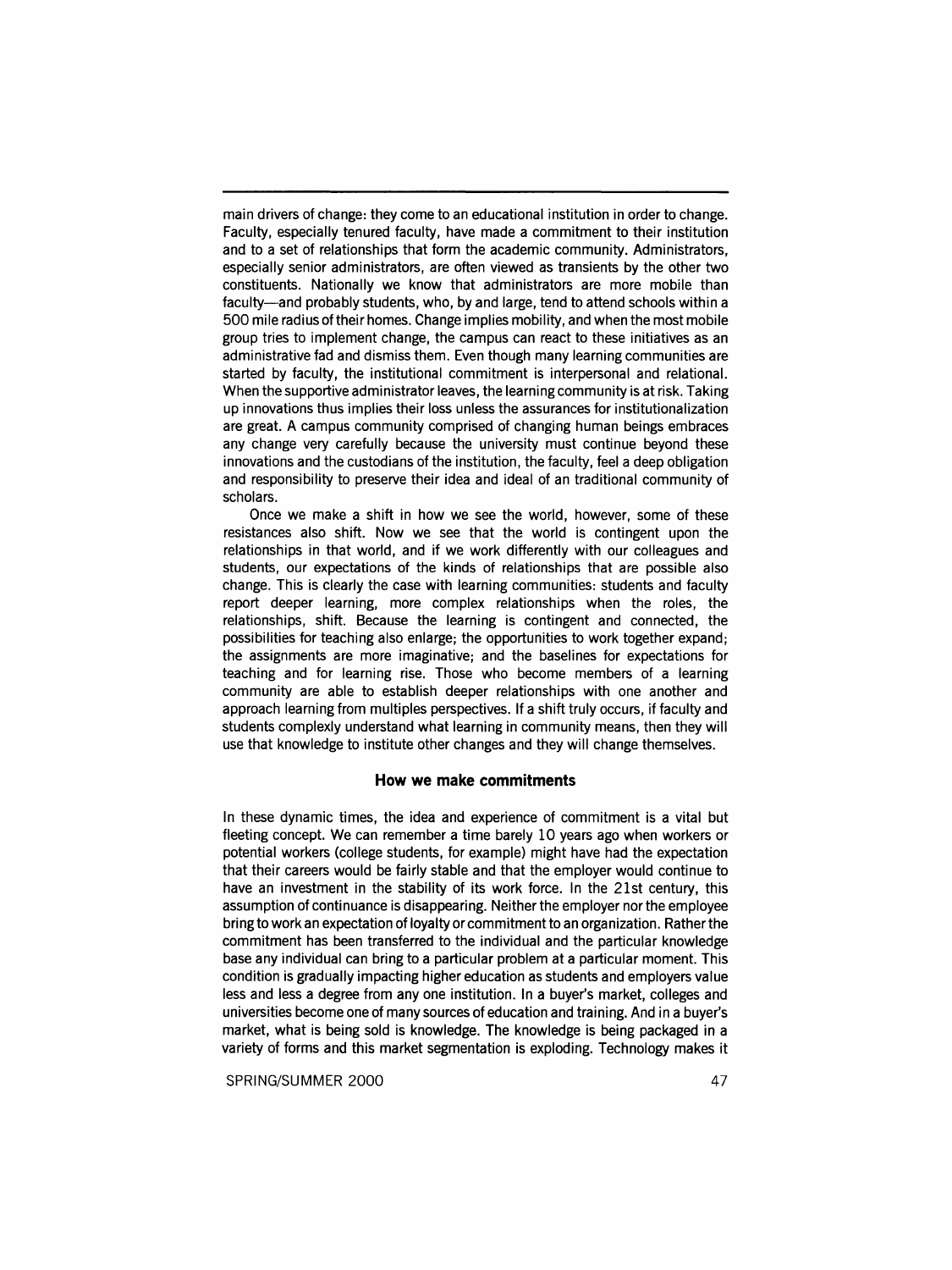main drivers of change: they come to an educational institution in order to change. Faculty, especially tenured faculty, have made a commitment to their institution and to a set of relationships that form the academic community. Administrators, especially senior administrators, are often viewed as transients by the other two constituents. Nationally we know that administrators are more mobile than faculty—and probably students, who, by and large, tend to attend schools within a 500 mile radius of their homes. Change implies mobility, and when the most mobile group tries to implement change, the campus can react to these initiatives as an administrative fad and dismiss them. Even though many learning communities are started by faculty, the institutional commitment is interpersonal and relational. When the supportive administrator leaves, the learning community is at risk. Taking up innovations thus implies their loss unless the assurances for institutionalization are great. A campus community comprised of changing human beings embraces any change very carefully because the university must continue beyond these innovations and the custodians of the institution, the faculty, feel a deep obligation and responsibility to preserve their idea and ideal of an traditional community of scholars.

Once we make a shift in how we see the world, however, some of these resistances also shift. Now we see that the world is contingent upon the relationships in that world, and if we work differently with our colleagues and students, our expectations of the kinds of relationships that are possible also change. This is clearly the case with learning communities: students and faculty report deeper learning, more complex relationships when the roles, the relationships, shift. Because the learning is contingent and connected, the possibilities for teaching also enlarge; the opportunities to work together expand; the assignments are more imaginative; and the baselines for expectations for teaching and for learning rise. Those who become members of a learning community are able to establish deeper relationships with one another and approach learning from multiples perspectives. If a shift truly occurs, if faculty and students complexly understand what learning in community means, then they will use that knowledge to institute other changes and they will change themselves.

## How we make commitments

In these dynamic times, the idea and experience of commitment is a vital but fleeting concept. We can remember a time barely 10 years ago when workers or potential workers (college students, for example) might have had the expectation that their careers would be fairly stable and that the employer would continue to have an investment in the stability of its work force. In the 21st century, this assumption of continuance is disappearing. Neither the employer nor the employee bring to work an expectation of loyalty or commitment to an organization. Rather the commitment has been transferred to the individual and the particular knowledge base any individual can bring to a particular problem at a particular moment. This condition is gradually impacting higher education as students and employers value less and less a degree from any one institution. In a buyer's market, colleges and universities become one of many sources of education and training. And in a buyer's market, what is being sold is knowledge. The knowledge is being packaged in a variety of forms and this market segmentation is exploding. Technology makes it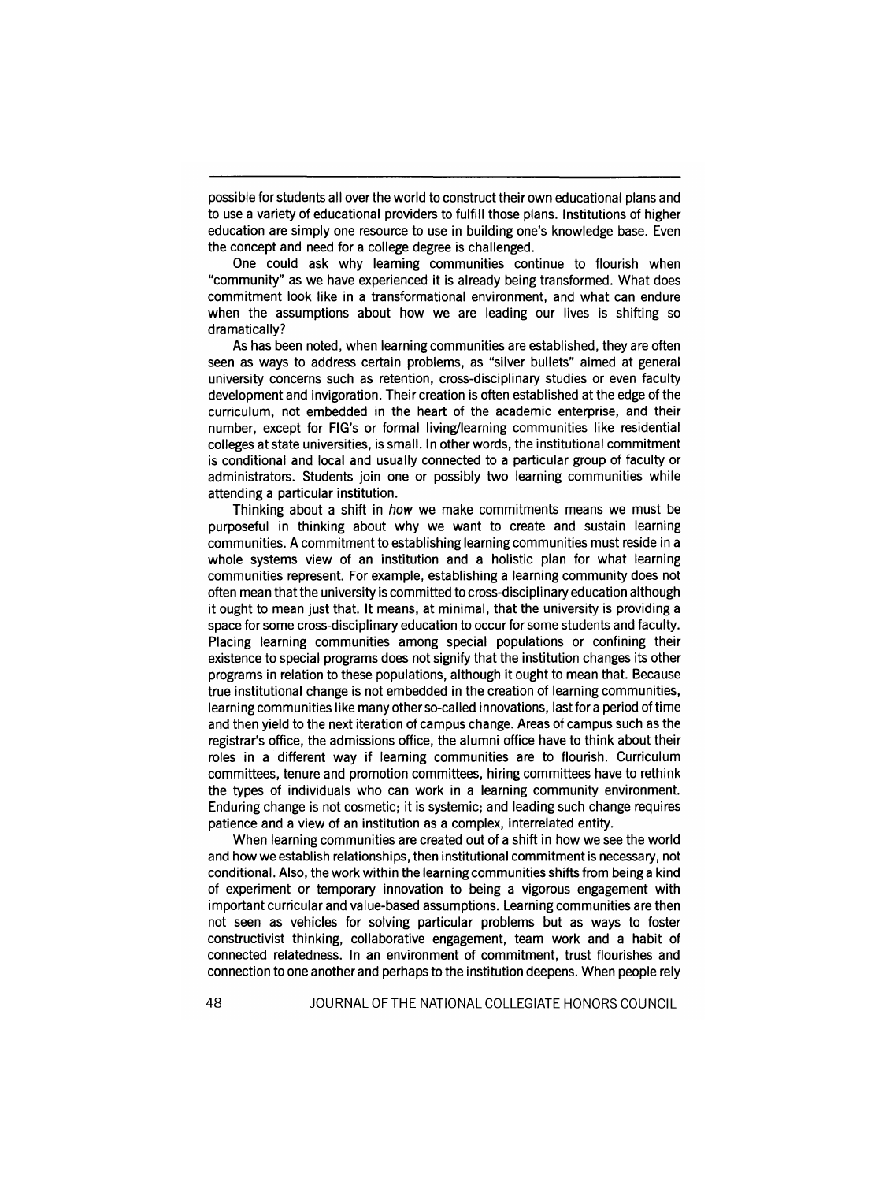possible for students all over the world to construct their own educational plans and to use a variety of educational providers to fulfill those plans. Institutions of higher education are simply one resource to use in building one's knowledge base. Even the concept and need for a college degree is challenged.

One could ask why learning communities continue to flourish when "community" as we have experienced it is already being transformed. What does commitment look like in a transformational environment, and what can endure when the assumptions about how we are leading our lives is shifting so dramatically?

As has been noted, when learning communities are established, they are often seen as ways to address certain problems, as "silver bullets" aimed at general university concerns such as retention, cross-disciplinary studies or even faculty development and invigoration. Their creation is often established at the edge of the curriculum, not embedded in the heart of the academic enterprise, and their number, except for FIG's or formal living/learning communities like residential colleges at state universities, is small. In other words, the institutional commitment is conditional and local and usually connected to a particular group of faculty or administrators. Students join one or possibly two learning communities while attending a particular institution.

Thinking about a shift in *how* we make commitments means we must be purposeful in thinking about why we want to create and sustain learning communities. A commitment to establishing learning communities must reside in a whole systems view of an institution and a holistic plan for what learning communities represent. For example, establishing a learning community does not often mean that the university is committed to cross-disciplinary education although it ought to mean just that. It means, at minimal, that the university is providing a space for some cross-disciplinary education to occur for some students and faculty. Placing learning communities among special populations or confining their existence to special programs does not signify that the institution changes its other programs in relation to these populations, although it ought to mean that. Because true institutional change is not embedded in the creation of learning communities, learning communities like many other so-called innovations, last for a period of time and then yield to the next iteration of campus change. Areas of campus such as the registrar's office, the admissions office, the alumni office have to think about their roles in a different way if learning communities are to flourish. Curriculum committees, tenure and promotion committees, hiring committees have to rethink the types of individuals who can work in a learning community environment. Enduring change is not cosmetic; it is systemic; and leading such change requires patience and a view of an institution as a complex, interrelated entity.

When learning communities are created out of a shift in how we see the world and how we establish relationships, then institutional commitment is necessary, not conditional. Also, the work within the learning communities shifts from being a kind of experiment or temporary innovation to being a vigorous engagement with important curricular and value-based assumptions. Learning communities are then not seen as vehicles for solving particular problems but as ways to foster constructivist thinking, collaborative engagement, team work and a habit of connected relatedness. In an environment of commitment, trust flourishes and connection to one another and perhaps to the institution deepens. When people rely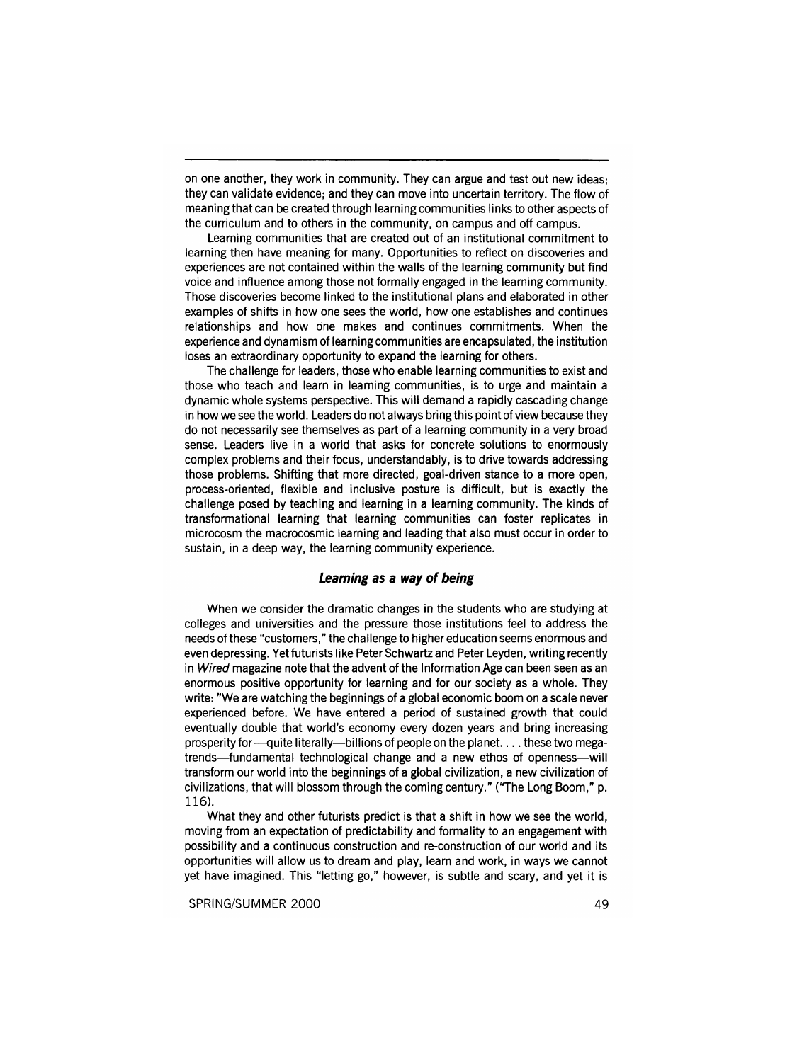on one another, they work in community. They can argue and test out new ideas; they can validate evidence; and they can move into uncertain territory. The flow of meaning that can be created through learning communities links to other aspects of the curriculum and to others in the community, on campus and off campus.

Learning communities that are created out of an institutional commitment to learning then have meaning for many. Opportunities to reflect on discoveries and experiences are not contained within the walls of the learning community but find voice and influence among those not formally engaged in the learning community. Those discoveries become linked to the institutional plans and elaborated in other examples of shifts in how one sees the world, how one establishes and continues relationships and how one makes and continues commitments. When the experience and dynamism of learning communities are encapsulated, the institution loses an extraordinary opportunity to expand the learning for others.

The challenge for leaders, those who enable learning communities to exist and those who teach and learn in learning communities, is to urge and maintain a dynamic whole systems perspective. This will demand a rapidly cascading change in how we see the world. Leaders do not always bring this point of view because they do not necessarily see themselves as part of a learning community in a very broad sense. Leaders live in a world that asks for concrete solutions to enormously complex problems and their focus, understandably, is to drive towards addressing those problems. Shifting that more directed, goal-driven stance to a more open, process-oriented, flexible and inclusive posture is difficult, but is exactly the challenge posed by teaching and learning in a learning community. The kinds of transformational learning that learning communities can foster replicates in microcosm the macrocosmic learning and leading that also must occur in order to sustain, in a deep way, the learning community experience.

### *Learning as a way of being*

When we consider the dramatic changes in the students who are studying at colleges and universities and the pressure those institutions feel to address the needs of these "customers," the challenge to higher education seems enormous and even depressing. Yet futurists like Peter Schwartz and Peter Leyden, writing recently in *Wired* magazine note that the advent of the Information Age can been seen as an enormous positive opportunity for learning and for our society as a whole. They write: "We are watching the beginnings of a global economic boom on a scale never experienced before. We have entered a period of sustained growth that could eventually double that world's economy every dozen years and bring increasing prosperity for —quite literally—billions of people on the planet. . . . these two mega-trends—fundamental technological change and a new ethos of openness—will transform our world into the beginnings of a global civilization, a new civilization of civilizations, that will blossom through the coming century." ("The Long Boom," p. 116).

What they and other futurists predict is that a shift in how we see the world, moving from an expectation of predictability and formality to an engagement with possibility and a continuous construction and re-construction of our world and its opportunities will allow us to dream and play, learn and work, in ways we cannot yet have imagined. This "letting go," however, is subtle and scary, and yet it is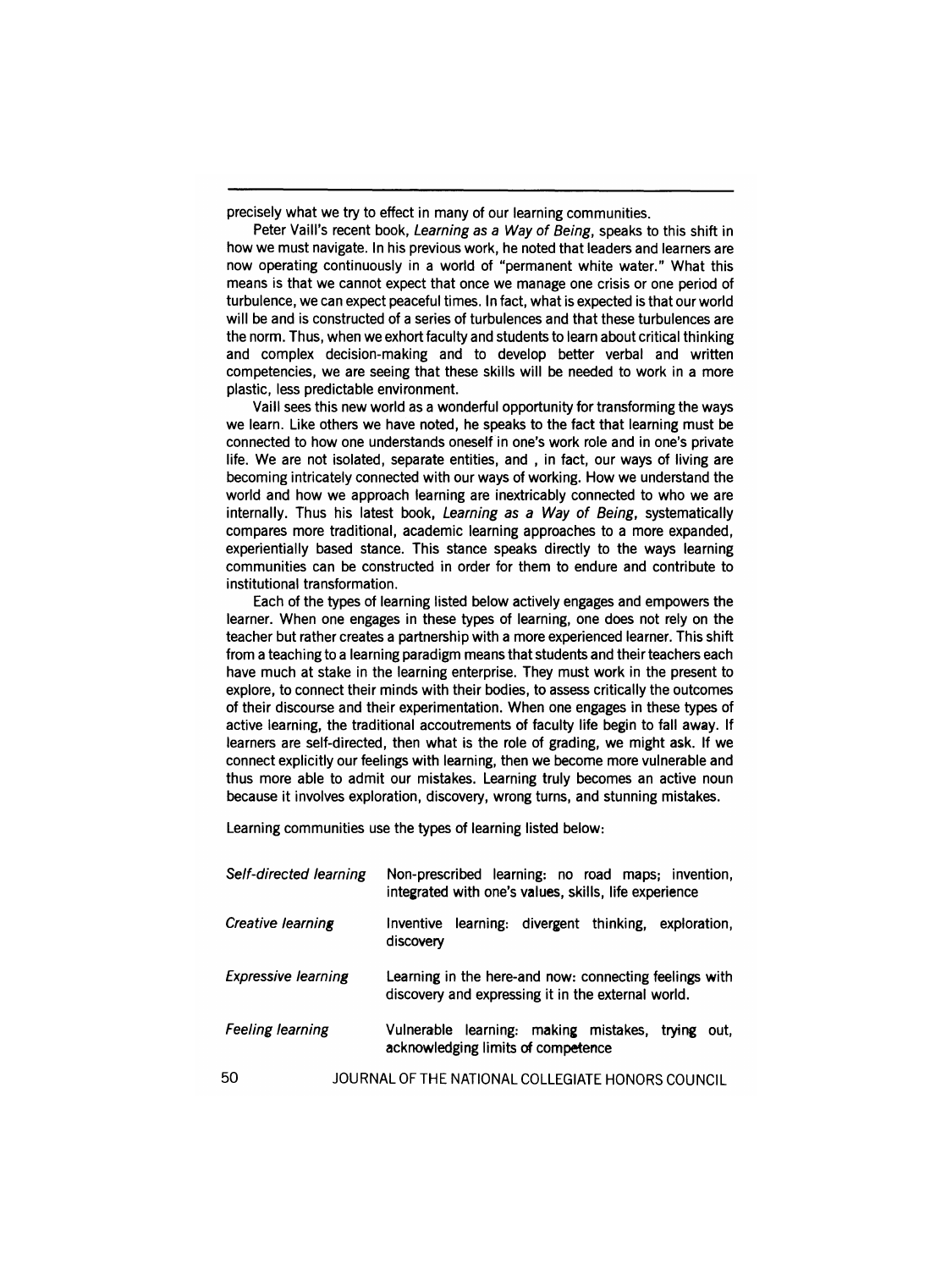precisely what we try to effect in many of our learning communities.

Peter Vaill's recent book, *Learning as a Way of Being*, speaks to this shift in how we must navigate. In his previous work, he noted that leaders and learners are now operating continuously in a world of "permanent white water." What this means is that we cannot expect that once we manage one crisis or one period of turbulence, we can expect peaceful times. In fact, what is expected is that our world will be and is constructed of a series of turbulences and that these turbulences are the norm. Thus, when we exhort faculty and students to learn about critical thinking and complex decision-making and to develop better verbal and written competencies, we are seeing that these skills will be needed to work in a more plastic, less predictable environment.

Vaill sees this new world as a wonderful opportunity for transforming the ways we learn. Like others we have noted, he speaks to the fact that learning must be connected to how one understands oneself in one's work role and in one's private life. We are not isolated, separate entities, and , in fact, our ways of living are becoming intricately connected with our ways of working. How we understand the world and how we approach learning are inextricably connected to who we are internally. Thus his latest book, *Learning as a Way of Being*, systematically compares more traditional, academic learning approaches to a more expanded, experientially based stance. This stance speaks directly to the ways learning communities can be constructed in order for them to endure and contribute to institutional transformation.

Each of the types of learning listed below actively engages and empowers the learner. When one engages in these types of learning, one does not rely on the teacher but rather creates a partnership with a more experienced learner. This shift from a teaching to a learning paradigm means that students and their teachers each have much at stake in the learning enterprise. They must work in the present to explore, to connect their minds with their bodies, to assess critically the outcomes of their discourse and their experimentation. When one engages in these types of active learning, the traditional accoutrements of faculty life begin to fall away. If learners are self-directed, then what is the role of grading, we might ask. If we connect explicitly our feelings with learning, then we become more vulnerable and thus more able to admit our mistakes. Learning truly becomes an active noun because it involves exploration, discovery, wrong turns, and stunning mistakes.

Learning communities use the types of learning listed below:

| | |
|---|---|
| *Self-directed learning* | Non-prescribed learning: no road maps; invention, integrated with one's values, skills, life experience |
| *Creative learning* | Inventive learning: divergent thinking, exploration, discovery |
| *Expressive learning* | Learning in the here-and now: connecting feelings with discovery and expressing it in the external world. |
| *Feeling learning* | Vulnerable learning: making mistakes, trying out, acknowledging limits of competence |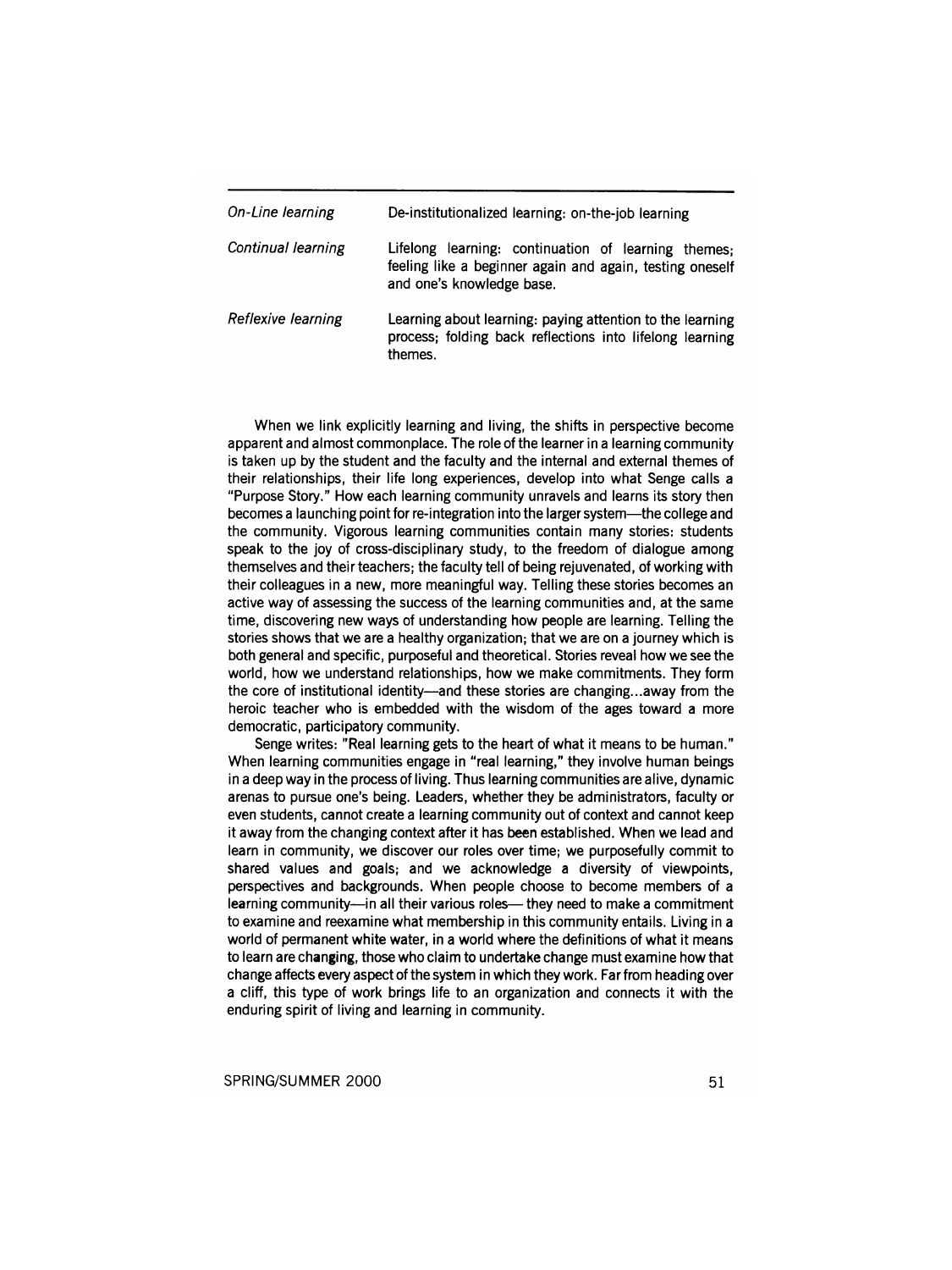| | |
|---|---|
| *On-Line learning* | De-institutionalized learning: on-the-job learning |
| *Continual learning* | Lifelong learning: continuation of learning themes; feeling like a beginner again and again, testing oneself and one's knowledge base. |
| *Reflexive learning* | Learning about learning: paying attention to the learning process; folding back reflections into lifelong learning themes. |

When we link explicitly learning and living, the shifts in perspective become apparent and almost commonplace. The role of the learner in a learning community is taken up by the student and the faculty and the internal and external themes of their relationships, their life long experiences, develop into what Senge calls a "Purpose Story." How each learning community unravels and learns its story then becomes a launching point for re-integration into the larger system—the college and the community. Vigorous learning communities contain many stories: students speak to the joy of cross-disciplinary study, to the freedom of dialogue among themselves and their teachers; the faculty tell of being rejuvenated, of working with their colleagues in a new, more meaningful way. Telling these stories becomes an active way of assessing the success of the learning communities and, at the same time, discovering new ways of understanding how people are learning. Telling the stories shows that we are a healthy organization; that we are on a journey which is both general and specific, purposeful and theoretical. Stories reveal how we see the world, how we understand relationships, how we make commitments. They form the core of institutional identity—and these stories are changing...away from the heroic teacher who is embedded with the wisdom of the ages toward a more democratic, participatory community.

Senge writes: "Real learning gets to the heart of what it means to be human." When learning communities engage in "real learning," they involve human beings in a deep way in the process of living. Thus learning communities are alive, dynamic arenas to pursue one's being. Leaders, whether they be administrators, faculty or even students, cannot create a learning community out of context and cannot keep it away from the changing context after it has been established. When we lead and learn in community, we discover our roles over time; we purposefully commit to shared values and goals; and we acknowledge a diversity of viewpoints, perspectives and backgrounds. When people choose to become members of a learning community—in all their various roles— they need to make a commitment to examine and reexamine what membership in this community entails. Living in a world of permanent white water, in a world where the definitions of what it means to learn are changing, those who claim to undertake change must examine how that change affects every aspect of the system in which they work. Far from heading over a cliff, this type of work brings life to an organization and connects it with the enduring spirit of living and learning in community.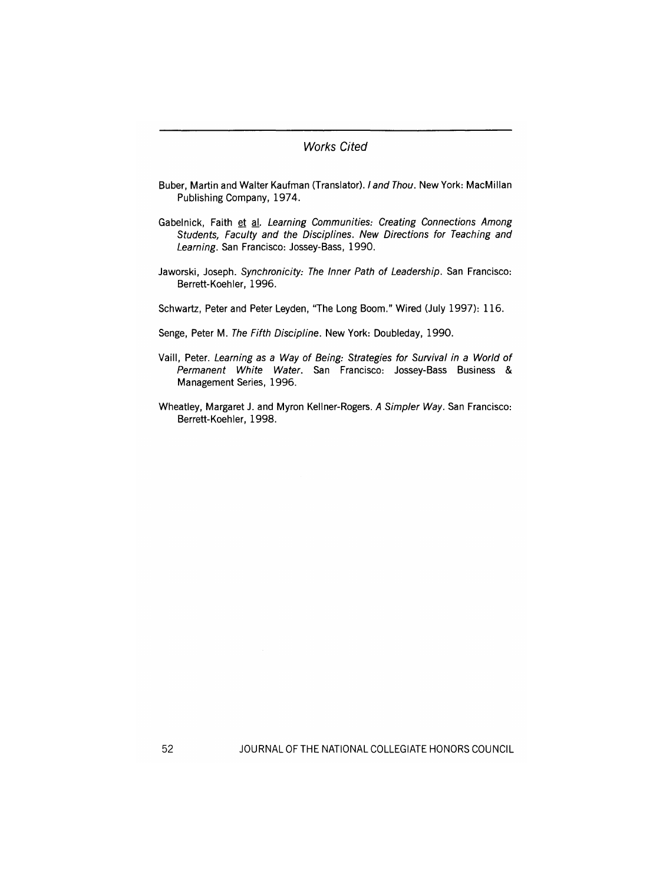## *Works Cited*

Buber, Martin and Walter Kaufman (Translator). *I and Thou*. New York: MacMillan Publishing Company, 1974.

Gabelnick, Faith et al. *Learning Communities: Creating Connections Among Students, Faculty and the Disciplines. New Directions for Teaching and Learning*. San Francisco: Jossey-Bass, 1990.

Jaworski, Joseph. *Synchronicity: The Inner Path of Leadership*. San Francisco: Berrett-Koehler, 1996.

Schwartz, Peter and Peter Leyden, "The Long Boom." Wired (July 1997): 116.

Senge, Peter M. *The Fifth Discipline*. New York: Doubleday, 1990.

Vaill, Peter. *Learning as a Way of Being: Strategies for Survival in a World of Permanent White Water*. San Francisco: Jossey-Bass Business & Management Series, 1996.

Wheatley, Margaret J. and Myron Kellner-Rogers. *A Simpler Way*. San Francisco: Berrett-Koehler, 1998.